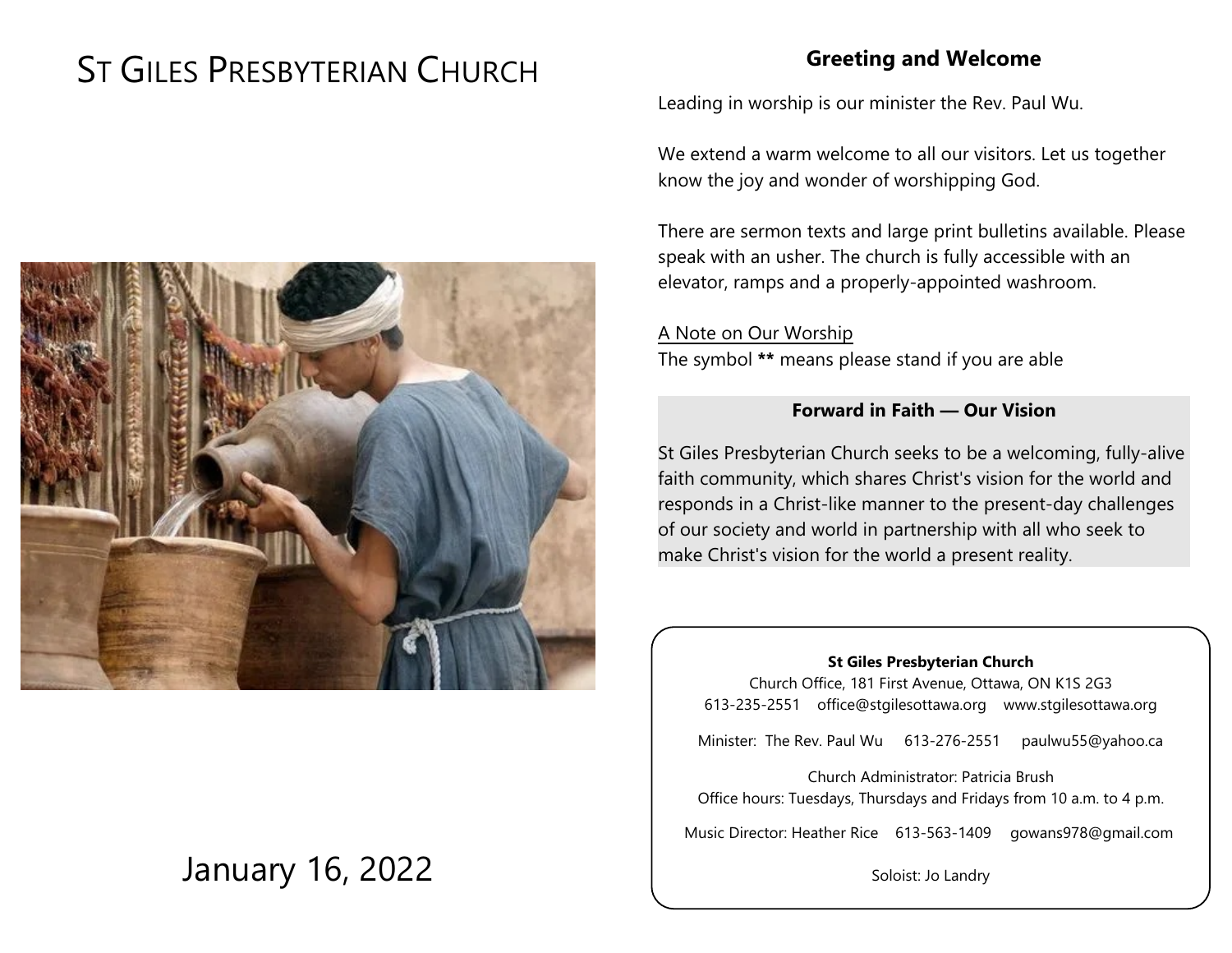# ST GILES PRESBYTERIAN CHURCH

January 16, 2022

## Greeting and Welcome

Leading in worship is our minister the Rev. Paul Wu.

We extend a warm welcome to all our visitors. Let us together know the joy and wonder of worshipping God.

There are sermon texts and large print bulletins available. Please speak with an usher. The church is fully accessible with an elevator, ramps and a properly-appointed washroom.

A Note on Our Worship
The symbol **\*\*** means please stand if you are able

### Forward in Faith — Our Vision

St Giles Presbyterian Church seeks to be a welcoming, fully-alive faith community, which shares Christ's vision for the world and responds in a Christ-like manner to the present-day challenges of our society and world in partnership with all who seek to make Christ's vision for the world a present reality.

**St Giles Presbyterian Church**
Church Office, 181 First Avenue, Ottawa, ON K1S 2G3
613-235-2551 office@stgilesottawa.org www.stgilesottawa.org

Minister: The Rev. Paul Wu 613-276-2551 paulwu55@yahoo.ca

Church Administrator: Patricia Brush
Office hours: Tuesdays, Thursdays and Fridays from 10 a.m. to 4 p.m.

Music Director: Heather Rice 613-563-1409 gowans978@gmail.com

Soloist: Jo Landry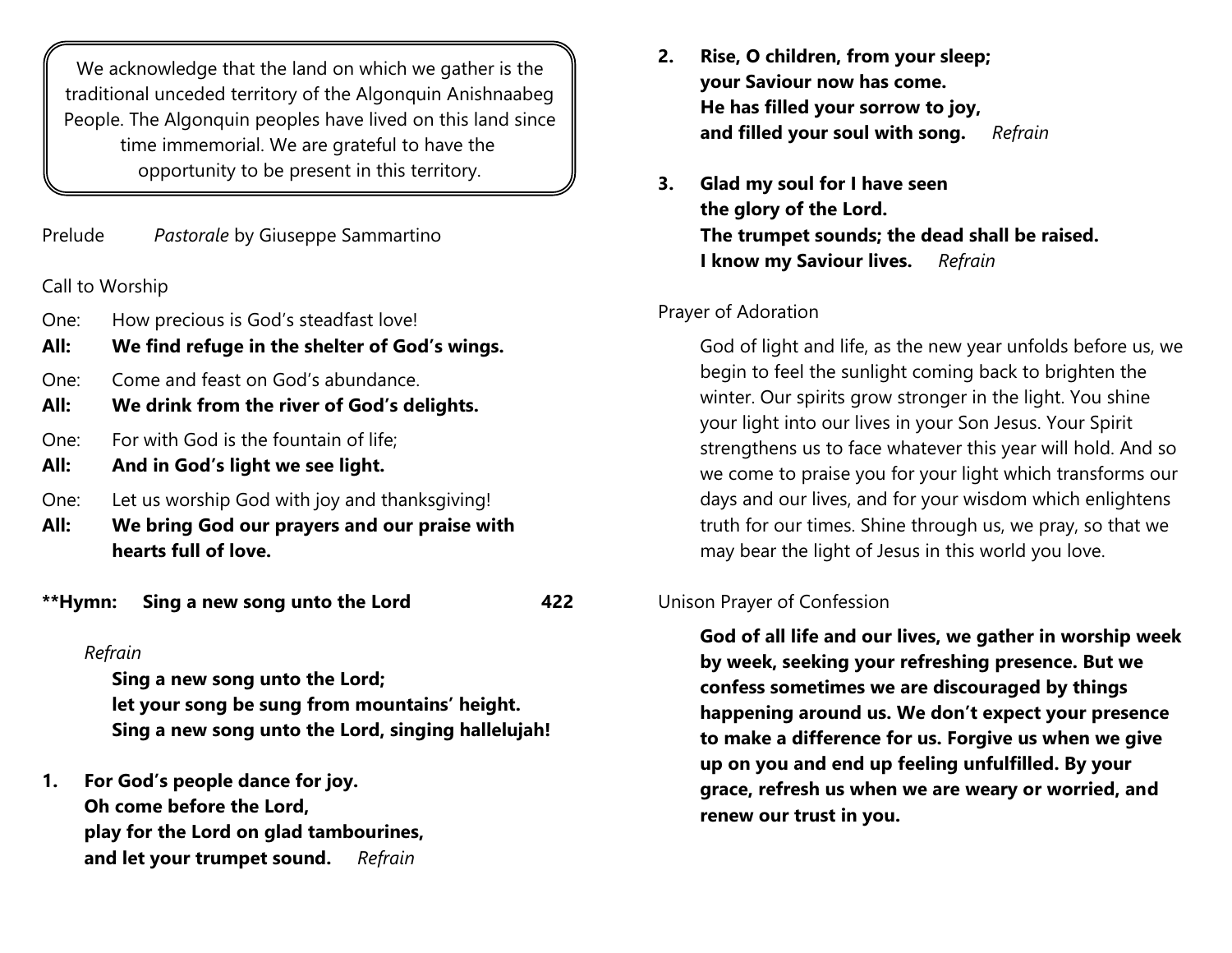> We acknowledge that the land on which we gather is the traditional unceded territory of the Algonquin Anishnaabeg People. The Algonquin peoples have lived on this land since time immemorial. We are grateful to have the opportunity to be present in this territory.

Prelude *Pastorale* by Giuseppe Sammartino

Call to Worship

One: How precious is God's steadfast love!
**All: We find refuge in the shelter of God's wings.**

One: Come and feast on God's abundance.
**All: We drink from the river of God's delights.**

One: For with God is the fountain of life;
**All: And in God's light we see light.**

One: Let us worship God with joy and thanksgiving!
**All: We bring God our prayers and our praise with hearts full of love.**

**\*\*Hymn: Sing a new song unto the Lord 422**

*Refrain*
**Sing a new song unto the Lord;**
**let your song be sung from mountains' height.**
**Sing a new song unto the Lord, singing hallelujah!**

1. **For God's people dance for joy.**
   **Oh come before the Lord,**
   **play for the Lord on glad tambourines,**
   **and let your trumpet sound.** *Refrain*

2. **Rise, O children, from your sleep;**
   **your Saviour now has come.**
   **He has filled your sorrow to joy,**
   **and filled your soul with song.** *Refrain*

3. **Glad my soul for I have seen**
   **the glory of the Lord.**
   **The trumpet sounds; the dead shall be raised.**
   **I know my Saviour lives.** *Refrain*

Prayer of Adoration

God of light and life, as the new year unfolds before us, we begin to feel the sunlight coming back to brighten the winter. Our spirits grow stronger in the light. You shine your light into our lives in your Son Jesus. Your Spirit strengthens us to face whatever this year will hold. And so we come to praise you for your light which transforms our days and our lives, and for your wisdom which enlightens truth for our times. Shine through us, we pray, so that we may bear the light of Jesus in this world you love.

Unison Prayer of Confession

**God of all life and our lives, we gather in worship week by week, seeking your refreshing presence. But we confess sometimes we are discouraged by things happening around us. We don't expect your presence to make a difference for us. Forgive us when we give up on you and end up feeling unfulfilled. By your grace, refresh us when we are weary or worried, and renew our trust in you.**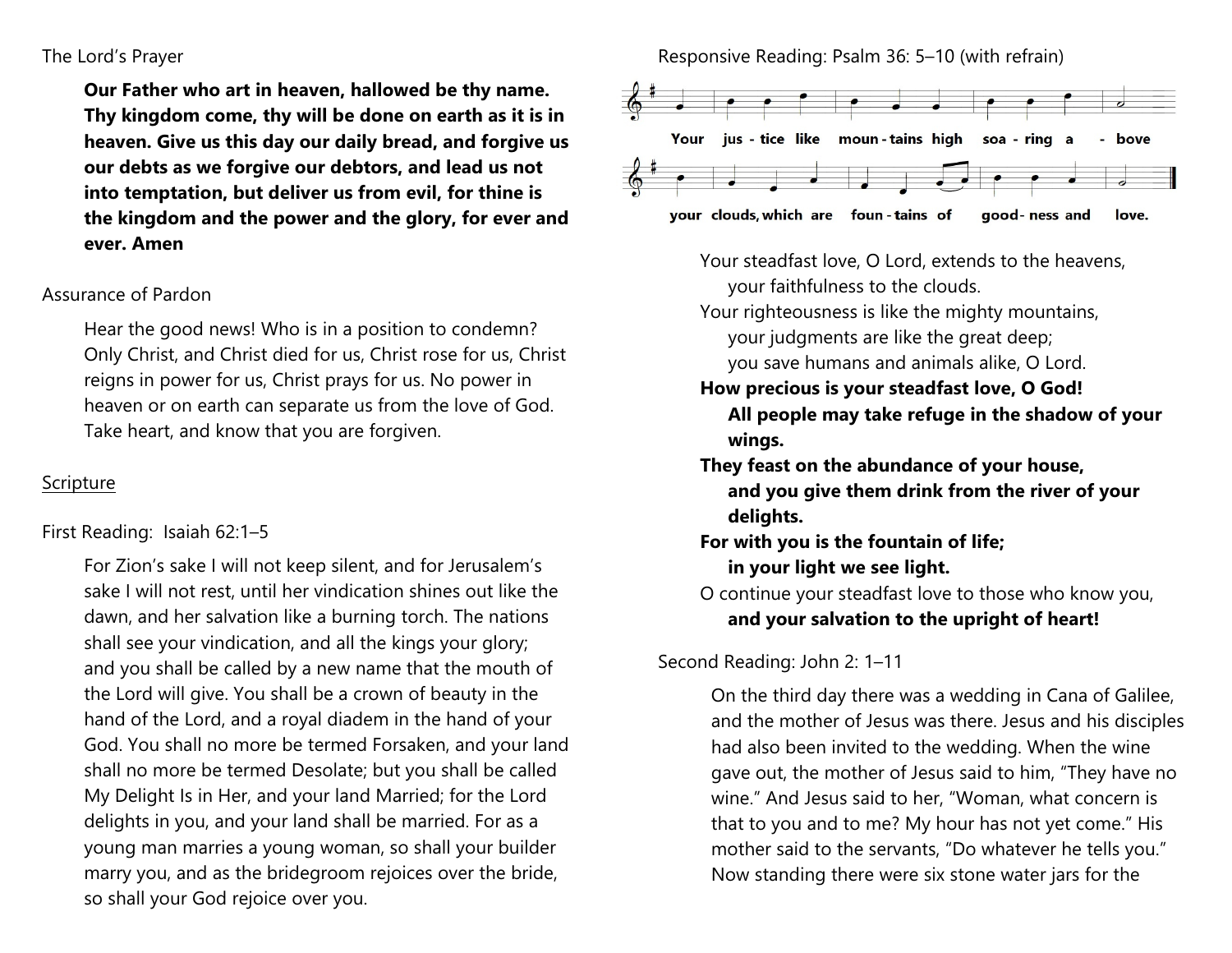The Lord's Prayer

**Our Father who art in heaven, hallowed be thy name. Thy kingdom come, thy will be done on earth as it is in heaven. Give us this day our daily bread, and forgive us our debts as we forgive our debtors, and lead us not into temptation, but deliver us from evil, for thine is the kingdom and the power and the glory, for ever and ever. Amen**

Assurance of Pardon

Hear the good news! Who is in a position to condemn? Only Christ, and Christ died for us, Christ rose for us, Christ reigns in power for us, Christ prays for us. No power in heaven or on earth can separate us from the love of God. Take heart, and know that you are forgiven.

Scripture

First Reading: Isaiah 62:1–5

For Zion's sake I will not keep silent, and for Jerusalem's sake I will not rest, until her vindication shines out like the dawn, and her salvation like a burning torch. The nations shall see your vindication, and all the kings your glory; and you shall be called by a new name that the mouth of the Lord will give. You shall be a crown of beauty in the hand of the Lord, and a royal diadem in the hand of your God. You shall no more be termed Forsaken, and your land shall no more be termed Desolate; but you shall be called My Delight Is in Her, and your land Married; for the Lord delights in you, and your land shall be married. For as a young man marries a young woman, so shall your builder marry you, and as the bridegroom rejoices over the bride, so shall your God rejoice over you.

Responsive Reading: Psalm 36: 5–10 (with refrain)

Your jus - tice like moun - tains high soa - ring a - bove
your clouds, which are foun - tains of good - ness and love.

Your steadfast love, O Lord, extends to the heavens,
your faithfulness to the clouds.
Your righteousness is like the mighty mountains,
your judgments are like the great deep;
you save humans and animals alike, O Lord.
**How precious is your steadfast love, O God!**
**All people may take refuge in the shadow of your wings.**
**They feast on the abundance of your house,**
**and you give them drink from the river of your delights.**
**For with you is the fountain of life;**
**in your light we see light.**
O continue your steadfast love to those who know you,
**and your salvation to the upright of heart!**

Second Reading: John 2: 1–11

On the third day there was a wedding in Cana of Galilee, and the mother of Jesus was there. Jesus and his disciples had also been invited to the wedding. When the wine gave out, the mother of Jesus said to him, "They have no wine." And Jesus said to her, "Woman, what concern is that to you and to me? My hour has not yet come." His mother said to the servants, "Do whatever he tells you." Now standing there were six stone water jars for the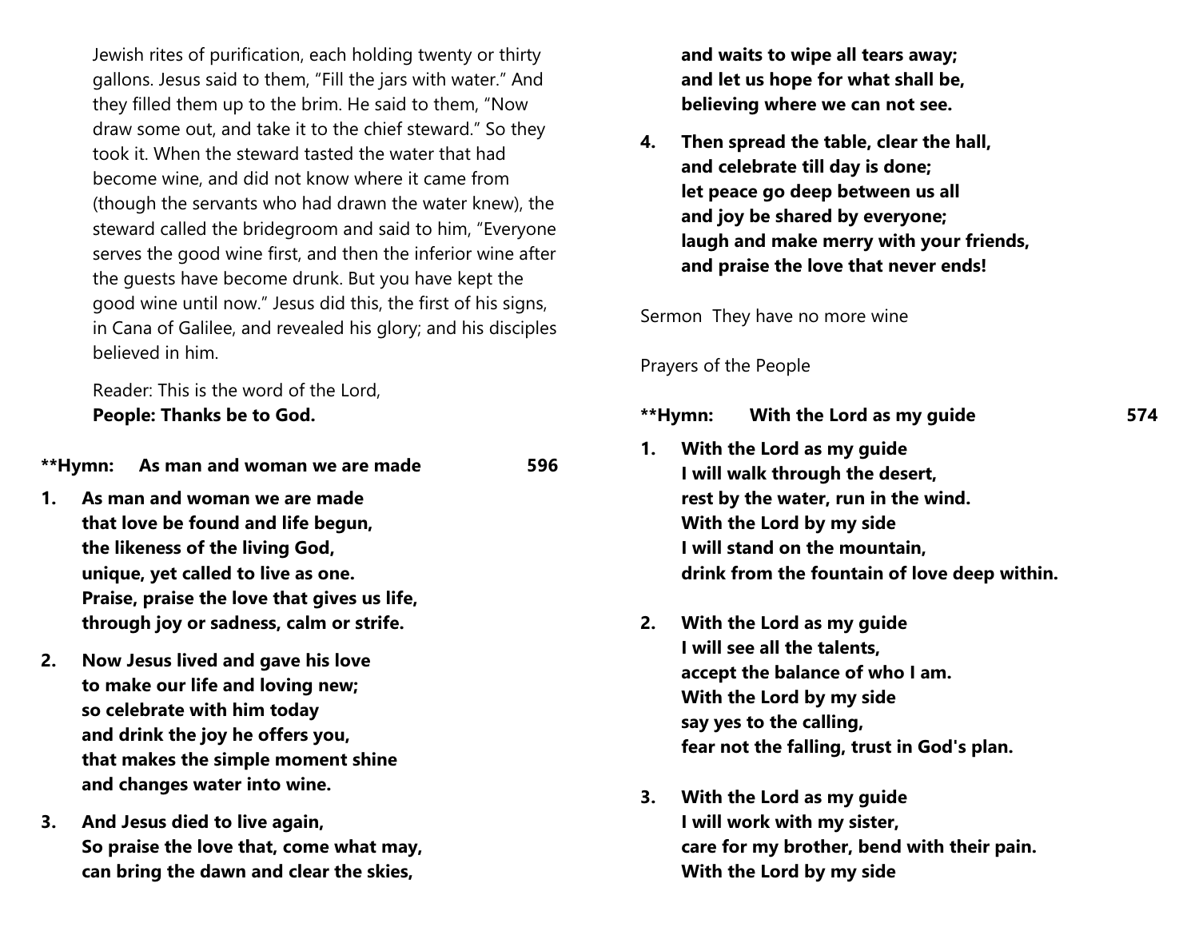Jewish rites of purification, each holding twenty or thirty gallons. Jesus said to them, "Fill the jars with water." And they filled them up to the brim. He said to them, "Now draw some out, and take it to the chief steward." So they took it. When the steward tasted the water that had become wine, and did not know where it came from (though the servants who had drawn the water knew), the steward called the bridegroom and said to him, "Everyone serves the good wine first, and then the inferior wine after the guests have become drunk. But you have kept the good wine until now." Jesus did this, the first of his signs, in Cana of Galilee, and revealed his glory; and his disciples believed in him.

Reader: This is the word of the Lord,
**People: Thanks be to God.**

**\*\*Hymn: As man and woman we are made 596**

1. **As man and woman we are made**
   **that love be found and life begun,**
   **the likeness of the living God,**
   **unique, yet called to live as one.**
   **Praise, praise the love that gives us life,**
   **through joy or sadness, calm or strife.**

2. **Now Jesus lived and gave his love**
   **to make our life and loving new;**
   **so celebrate with him today**
   **and drink the joy he offers you,**
   **that makes the simple moment shine**
   **and changes water into wine.**

3. **And Jesus died to live again,**
   **So praise the love that, come what may,**
   **can bring the dawn and clear the skies,**
   **and waits to wipe all tears away;**
   **and let us hope for what shall be,**
   **believing where we can not see.**

4. **Then spread the table, clear the hall,**
   **and celebrate till day is done;**
   **let peace go deep between us all**
   **and joy be shared by everyone;**
   **laugh and make merry with your friends,**
   **and praise the love that never ends!**

Sermon They have no more wine

Prayers of the People

**\*\*Hymn: With the Lord as my guide 574**

1. **With the Lord as my guide**
   **I will walk through the desert,**
   **rest by the water, run in the wind.**
   **With the Lord by my side**
   **I will stand on the mountain,**
   **drink from the fountain of love deep within.**

2. **With the Lord as my guide**
   **I will see all the talents,**
   **accept the balance of who I am.**
   **With the Lord by my side**
   **say yes to the calling,**
   **fear not the falling, trust in God's plan.**

3. **With the Lord as my guide**
   **I will work with my sister,**
   **care for my brother, bend with their pain.**
   **With the Lord by my side**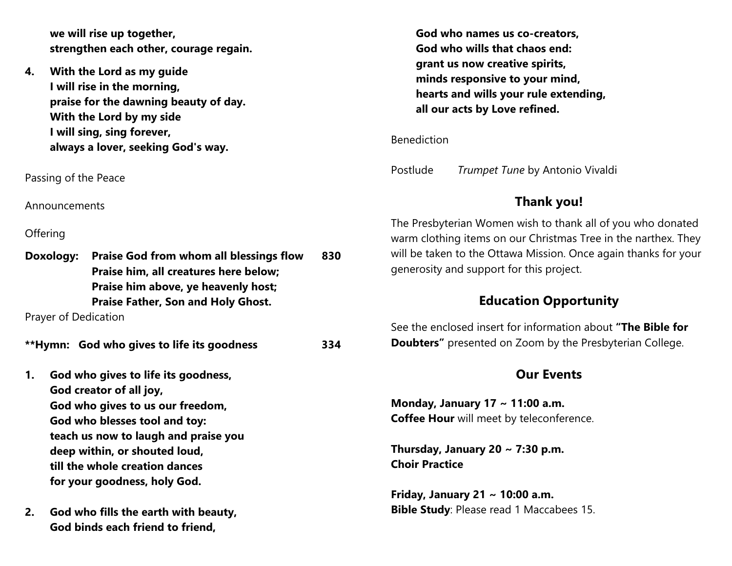**we will rise up together,**
**strengthen each other, courage regain.**

4. **With the Lord as my guide**
   **I will rise in the morning,**
   **praise for the dawning beauty of day.**
   **With the Lord by my side**
   **I will sing, sing forever,**
   **always a lover, seeking God's way.**

Passing of the Peace

Announcements

Offering

**Doxology: Praise God from whom all blessings flow 830**
**Praise him, all creatures here below;**
**Praise him above, ye heavenly host;**
**Praise Father, Son and Holy Ghost.**

Prayer of Dedication

**\*\*Hymn: God who gives to life its goodness 334**

1. **God who gives to life its goodness,**
   **God creator of all joy,**
   **God who gives to us our freedom,**
   **God who blesses tool and toy:**
   **teach us now to laugh and praise you**
   **deep within, or shouted loud,**
   **till the whole creation dances**
   **for your goodness, holy God.**

2. **God who fills the earth with beauty,**
   **God binds each friend to friend,**
   **God who names us co-creators,**
   **God who wills that chaos end:**
   **grant us now creative spirits,**
   **minds responsive to your mind,**
   **hearts and wills your rule extending,**
   **all our acts by Love refined.**

Benediction

Postlude *Trumpet Tune* by Antonio Vivaldi

## Thank you!

The Presbyterian Women wish to thank all of you who donated warm clothing items on our Christmas Tree in the narthex. They will be taken to the Ottawa Mission. Once again thanks for your generosity and support for this project.

## Education Opportunity

See the enclosed insert for information about **"The Bible for Doubters"** presented on Zoom by the Presbyterian College.

## Our Events

**Monday, January 17 ~ 11:00 a.m.**
**Coffee Hour** will meet by teleconference.

**Thursday, January 20 ~ 7:30 p.m.**
**Choir Practice**

**Friday, January 21 ~ 10:00 a.m.**
**Bible Study**: Please read 1 Maccabees 15.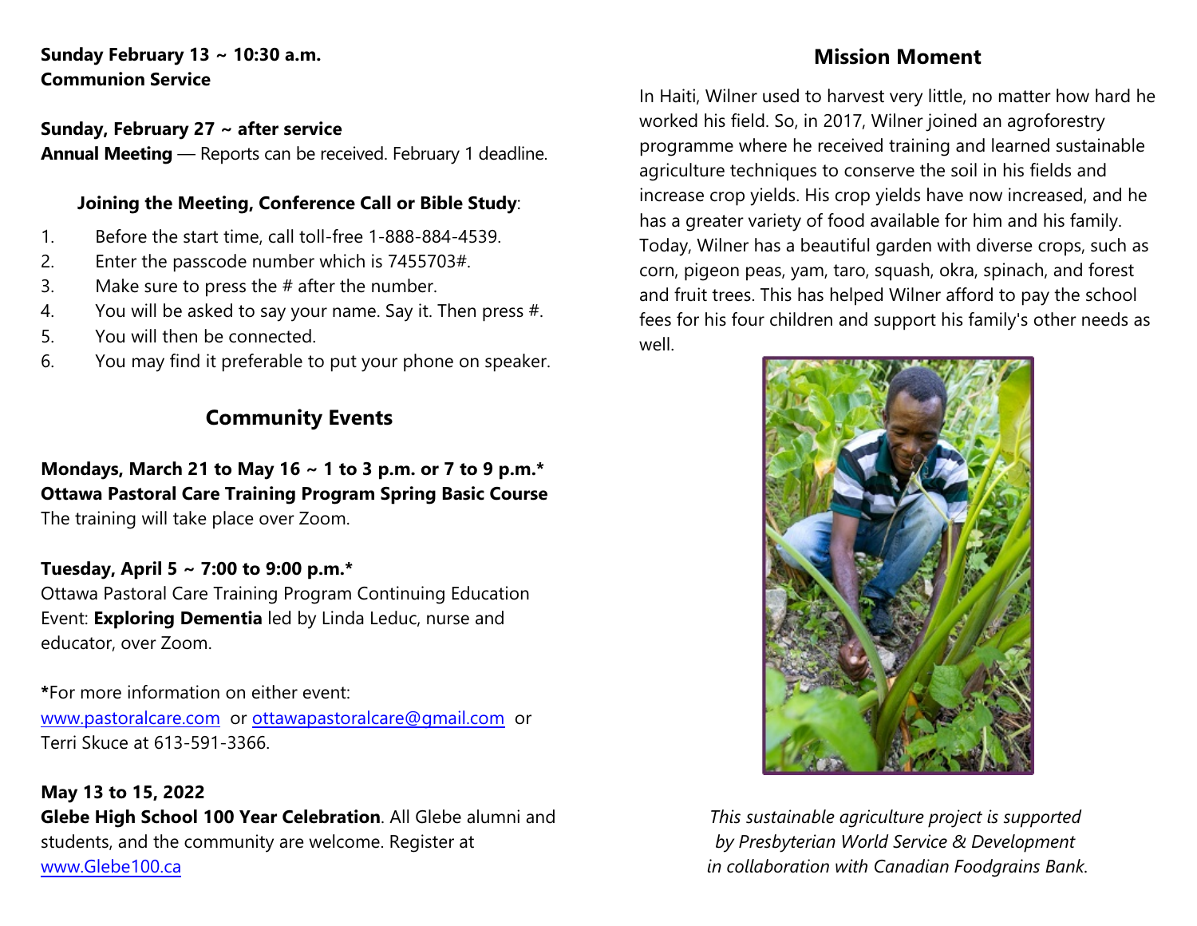**Sunday February 13 ~ 10:30 a.m.**
**Communion Service**

**Sunday, February 27 ~ after service**
**Annual Meeting** — Reports can be received. February 1 deadline.

**Joining the Meeting, Conference Call or Bible Study**:

1. Before the start time, call toll-free 1-888-884-4539.
2. Enter the passcode number which is 7455703#.
3. Make sure to press the # after the number.
4. You will be asked to say your name. Say it. Then press #.
5. You will then be connected.
6. You may find it preferable to put your phone on speaker.

## Community Events

**Mondays, March 21 to May 16 ~ 1 to 3 p.m. or 7 to 9 p.m.***
**Ottawa Pastoral Care Training Program Spring Basic Course**
The training will take place over Zoom.

**Tuesday, April 5 ~ 7:00 to 9:00 p.m.***
Ottawa Pastoral Care Training Program Continuing Education Event: **Exploring Dementia** led by Linda Leduc, nurse and educator, over Zoom.

***For more information on either event:**
www.pastoralcare.com or ottawapastoralcare@gmail.com or Terri Skuce at 613-591-3366.

**May 13 to 15, 2022**
**Glebe High School 100 Year Celebration**. All Glebe alumni and students, and the community are welcome. Register at www.Glebe100.ca

## Mission Moment

In Haiti, Wilner used to harvest very little, no matter how hard he worked his field. So, in 2017, Wilner joined an agroforestry programme where he received training and learned sustainable agriculture techniques to conserve the soil in his fields and increase crop yields. His crop yields have now increased, and he has a greater variety of food available for him and his family. Today, Wilner has a beautiful garden with diverse crops, such as corn, pigeon peas, yam, taro, squash, okra, spinach, and forest and fruit trees. This has helped Wilner afford to pay the school fees for his four children and support his family's other needs as well.

*This sustainable agriculture project is supported by Presbyterian World Service & Development in collaboration with Canadian Foodgrains Bank.*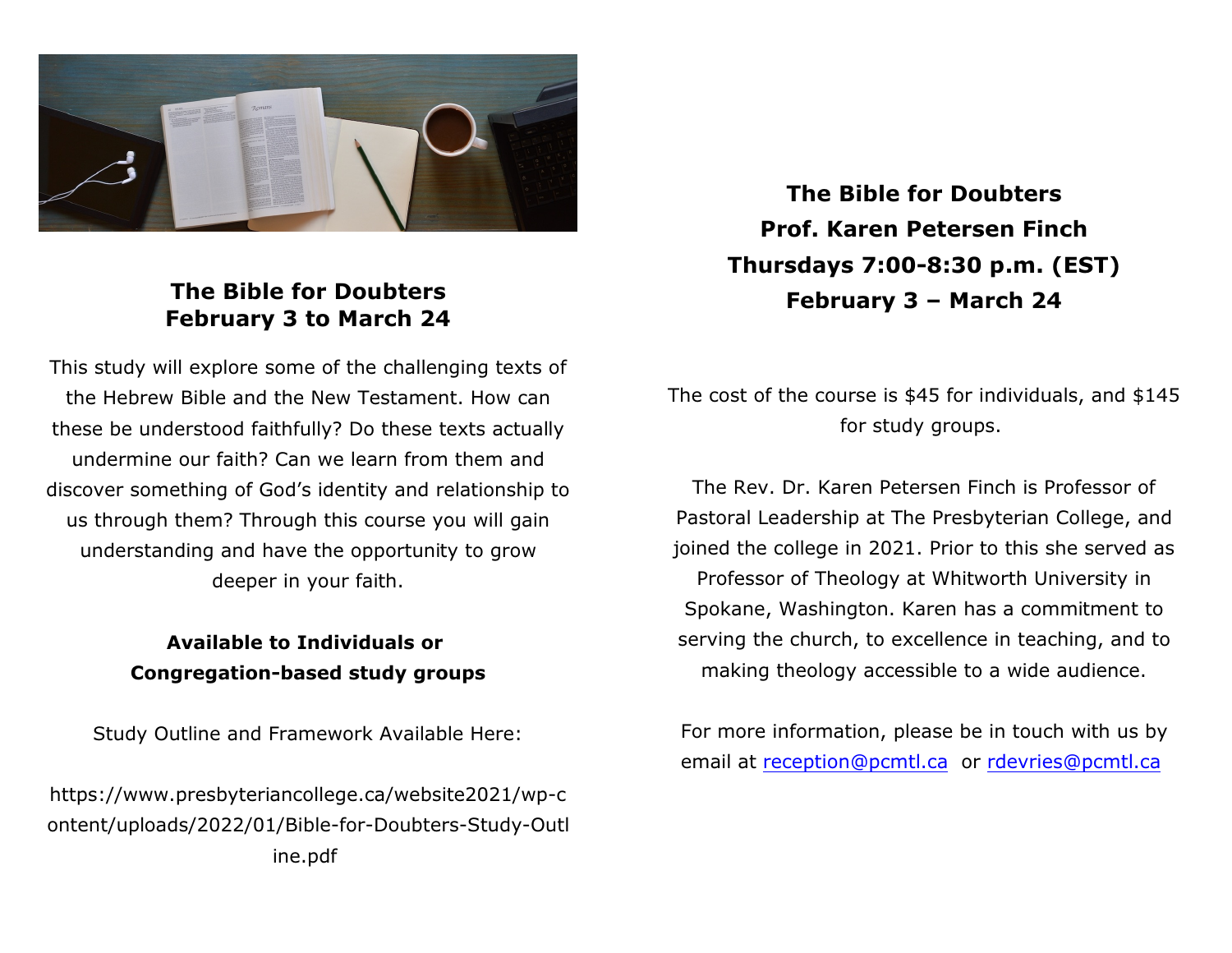## The Bible for Doubters
## February 3 to March 24

This study will explore some of the challenging texts of the Hebrew Bible and the New Testament. How can these be understood faithfully? Do these texts actually undermine our faith? Can we learn from them and discover something of God's identity and relationship to us through them? Through this course you will gain understanding and have the opportunity to grow deeper in your faith.

**Available to Individuals or**
**Congregation-based study groups**

Study Outline and Framework Available Here:

https://www.presbyteriancollege.ca/website2021/wp-content/uploads/2022/01/Bible-for-Doubters-Study-Outline.pdf

## The Bible for Doubters
## Prof. Karen Petersen Finch
## Thursdays 7:00-8:30 p.m. (EST)
## February 3 – March 24

The cost of the course is $45 for individuals, and $145 for study groups.

The Rev. Dr. Karen Petersen Finch is Professor of Pastoral Leadership at The Presbyterian College, and joined the college in 2021. Prior to this she served as Professor of Theology at Whitworth University in Spokane, Washington. Karen has a commitment to serving the church, to excellence in teaching, and to making theology accessible to a wide audience.

For more information, please be in touch with us by email at reception@pcmtl.ca or rdevries@pcmtl.ca